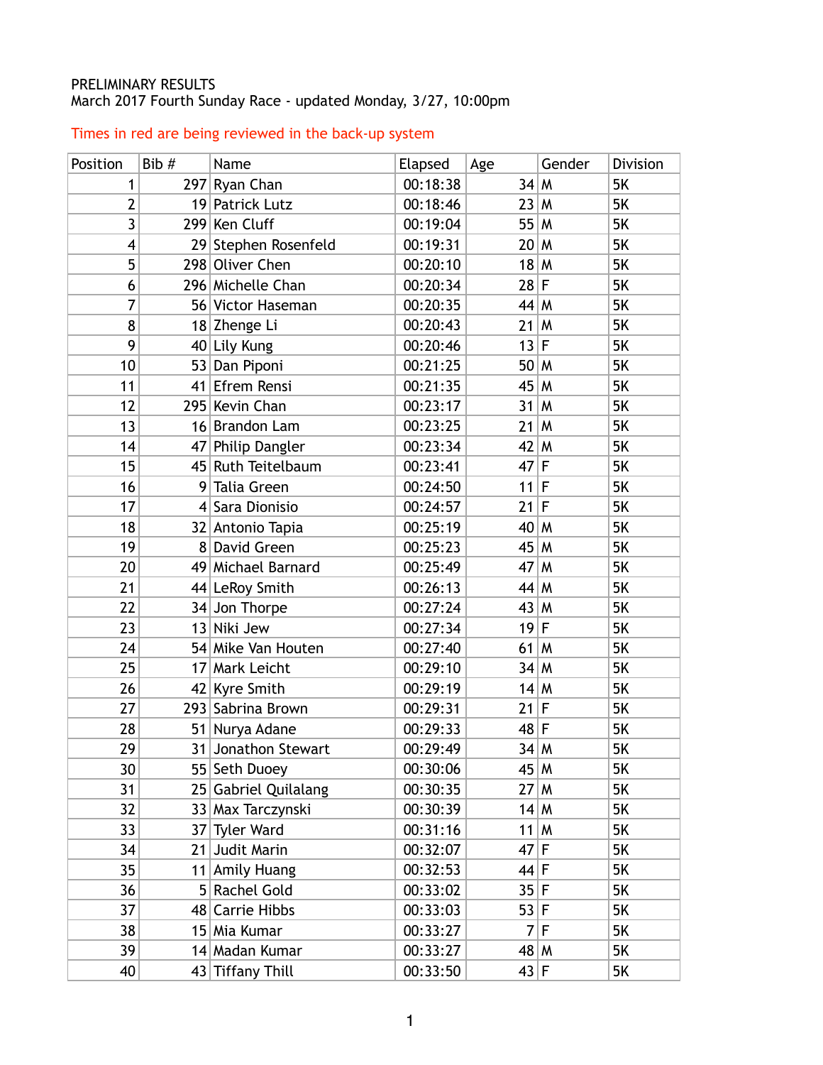PRELIMINARY RESULTS
March 2017 Fourth Sunday Race - updated Monday, 3/27, 10:00pm

Times in red are being reviewed in the back-up system

| Position | Bib # | Name | Elapsed | Age | Gender | Division |
|---|---|---|---|---|---|---|
| 1 | 297 | Ryan Chan | 00:18:38 | 34 | M | 5K |
| 2 | 19 | Patrick Lutz | 00:18:46 | 23 | M | 5K |
| 3 | 299 | Ken Cluff | 00:19:04 | 55 | M | 5K |
| 4 | 29 | Stephen Rosenfeld | 00:19:31 | 20 | M | 5K |
| 5 | 298 | Oliver Chen | 00:20:10 | 18 | M | 5K |
| 6 | 296 | Michelle Chan | 00:20:34 | 28 | F | 5K |
| 7 | 56 | Victor Haseman | 00:20:35 | 44 | M | 5K |
| 8 | 18 | Zhenge Li | 00:20:43 | 21 | M | 5K |
| 9 | 40 | Lily Kung | 00:20:46 | 13 | F | 5K |
| 10 | 53 | Dan Piponi | 00:21:25 | 50 | M | 5K |
| 11 | 41 | Efrem Rensi | 00:21:35 | 45 | M | 5K |
| 12 | 295 | Kevin Chan | 00:23:17 | 31 | M | 5K |
| 13 | 16 | Brandon Lam | 00:23:25 | 21 | M | 5K |
| 14 | 47 | Philip Dangler | 00:23:34 | 42 | M | 5K |
| 15 | 45 | Ruth Teitelbaum | 00:23:41 | 47 | F | 5K |
| 16 | 9 | Talia Green | 00:24:50 | 11 | F | 5K |
| 17 | 4 | Sara Dionisio | 00:24:57 | 21 | F | 5K |
| 18 | 32 | Antonio Tapia | 00:25:19 | 40 | M | 5K |
| 19 | 8 | David Green | 00:25:23 | 45 | M | 5K |
| 20 | 49 | Michael Barnard | 00:25:49 | 47 | M | 5K |
| 21 | 44 | LeRoy Smith | 00:26:13 | 44 | M | 5K |
| 22 | 34 | Jon Thorpe | 00:27:24 | 43 | M | 5K |
| 23 | 13 | Niki Jew | 00:27:34 | 19 | F | 5K |
| 24 | 54 | Mike Van Houten | 00:27:40 | 61 | M | 5K |
| 25 | 17 | Mark Leicht | 00:29:10 | 34 | M | 5K |
| 26 | 42 | Kyre Smith | 00:29:19 | 14 | M | 5K |
| 27 | 293 | Sabrina Brown | 00:29:31 | 21 | F | 5K |
| 28 | 51 | Nurya Adane | 00:29:33 | 48 | F | 5K |
| 29 | 31 | Jonathon Stewart | 00:29:49 | 34 | M | 5K |
| 30 | 55 | Seth Duoey | 00:30:06 | 45 | M | 5K |
| 31 | 25 | Gabriel Quilalang | 00:30:35 | 27 | M | 5K |
| 32 | 33 | Max Tarczynski | 00:30:39 | 14 | M | 5K |
| 33 | 37 | Tyler Ward | 00:31:16 | 11 | M | 5K |
| 34 | 21 | Judit Marin | 00:32:07 | 47 | F | 5K |
| 35 | 11 | Amily Huang | 00:32:53 | 44 | F | 5K |
| 36 | 5 | Rachel Gold | 00:33:02 | 35 | F | 5K |
| 37 | 48 | Carrie Hibbs | 00:33:03 | 53 | F | 5K |
| 38 | 15 | Mia Kumar | 00:33:27 | 7 | F | 5K |
| 39 | 14 | Madan Kumar | 00:33:27 | 48 | M | 5K |
| 40 | 43 | Tiffany Thill | 00:33:50 | 43 | F | 5K |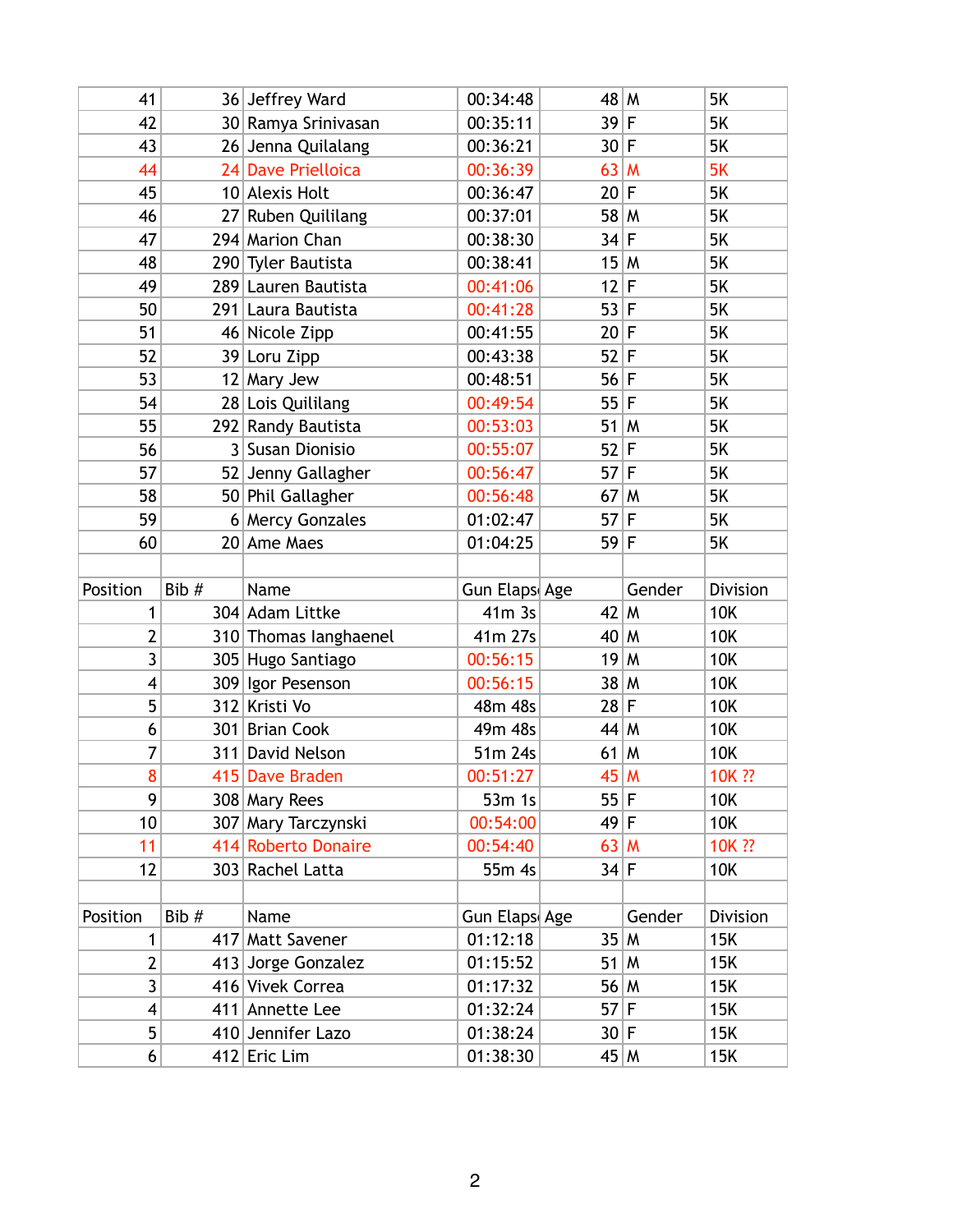| | | | | | | |
|---|---|---|---|---|---|---|
| 41 | 36 | Jeffrey Ward | 00:34:48 | 48 | M | 5K |
| 42 | 30 | Ramya Srinivasan | 00:35:11 | 39 | F | 5K |
| 43 | 26 | Jenna Quilalang | 00:36:21 | 30 | F | 5K |
| 44 | 24 | Dave Prielloica | 00:36:39 | 63 | M | 5K |
| 45 | 10 | Alexis Holt | 00:36:47 | 20 | F | 5K |
| 46 | 27 | Ruben Quililang | 00:37:01 | 58 | M | 5K |
| 47 | 294 | Marion Chan | 00:38:30 | 34 | F | 5K |
| 48 | 290 | Tyler Bautista | 00:38:41 | 15 | M | 5K |
| 49 | 289 | Lauren Bautista | 00:41:06 | 12 | F | 5K |
| 50 | 291 | Laura Bautista | 00:41:28 | 53 | F | 5K |
| 51 | 46 | Nicole Zipp | 00:41:55 | 20 | F | 5K |
| 52 | 39 | Loru Zipp | 00:43:38 | 52 | F | 5K |
| 53 | 12 | Mary Jew | 00:48:51 | 56 | F | 5K |
| 54 | 28 | Lois Quililang | 00:49:54 | 55 | F | 5K |
| 55 | 292 | Randy Bautista | 00:53:03 | 51 | M | 5K |
| 56 | 3 | Susan Dionisio | 00:55:07 | 52 | F | 5K |
| 57 | 52 | Jenny Gallagher | 00:56:47 | 57 | F | 5K |
| 58 | 50 | Phil Gallagher | 00:56:48 | 67 | M | 5K |
| 59 | 6 | Mercy Gonzales | 01:02:47 | 57 | F | 5K |
| 60 | 20 | Ame Maes | 01:04:25 | 59 | F | 5K |

| Position | Bib # | Name | Gun Elaps | Age | Gender | Division |
|---|---|---|---|---|---|---|
| 1 | 304 | Adam Littke | 41m 3s | 42 | M | 10K |
| 2 | 310 | Thomas Ianghaenel | 41m 27s | 40 | M | 10K |
| 3 | 305 | Hugo Santiago | 00:56:15 | 19 | M | 10K |
| 4 | 309 | Igor Pesenson | 00:56:15 | 38 | M | 10K |
| 5 | 312 | Kristi Vo | 48m 48s | 28 | F | 10K |
| 6 | 301 | Brian Cook | 49m 48s | 44 | M | 10K |
| 7 | 311 | David Nelson | 51m 24s | 61 | M | 10K |
| 8 | 415 | Dave Braden | 00:51:27 | 45 | M | 10K ?? |
| 9 | 308 | Mary Rees | 53m 1s | 55 | F | 10K |
| 10 | 307 | Mary Tarczynski | 00:54:00 | 49 | F | 10K |
| 11 | 414 | Roberto Donaire | 00:54:40 | 63 | M | 10K ?? |
| 12 | 303 | Rachel Latta | 55m 4s | 34 | F | 10K |

| Position | Bib # | Name | Gun Elaps | Age | Gender | Division |
|---|---|---|---|---|---|---|
| 1 | 417 | Matt Savener | 01:12:18 | 35 | M | 15K |
| 2 | 413 | Jorge Gonzalez | 01:15:52 | 51 | M | 15K |
| 3 | 416 | Vivek Correa | 01:17:32 | 56 | M | 15K |
| 4 | 411 | Annette Lee | 01:32:24 | 57 | F | 15K |
| 5 | 410 | Jennifer Lazo | 01:38:24 | 30 | F | 15K |
| 6 | 412 | Eric Lim | 01:38:30 | 45 | M | 15K |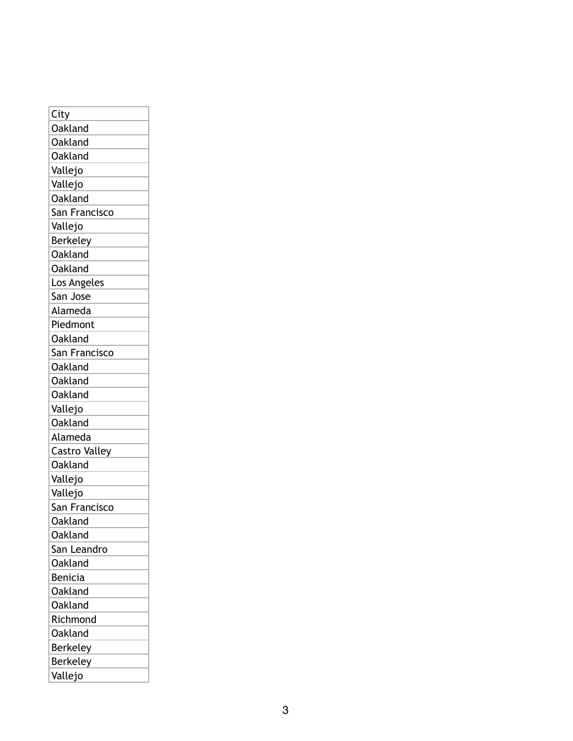| City |
| --- |
| Oakland |
| Oakland |
| Oakland |
| Vallejo |
| Vallejo |
| Oakland |
| San Francisco |
| Vallejo |
| Berkeley |
| Oakland |
| Oakland |
| Los Angeles |
| San Jose |
| Alameda |
| Piedmont |
| Oakland |
| San Francisco |
| Oakland |
| Oakland |
| Oakland |
| Vallejo |
| Oakland |
| Alameda |
| Castro Valley |
| Oakland |
| Vallejo |
| Vallejo |
| San Francisco |
| Oakland |
| Oakland |
| San Leandro |
| Oakland |
| Benicia |
| Oakland |
| Oakland |
| Richmond |
| Oakland |
| Berkeley |
| Berkeley |
| Vallejo |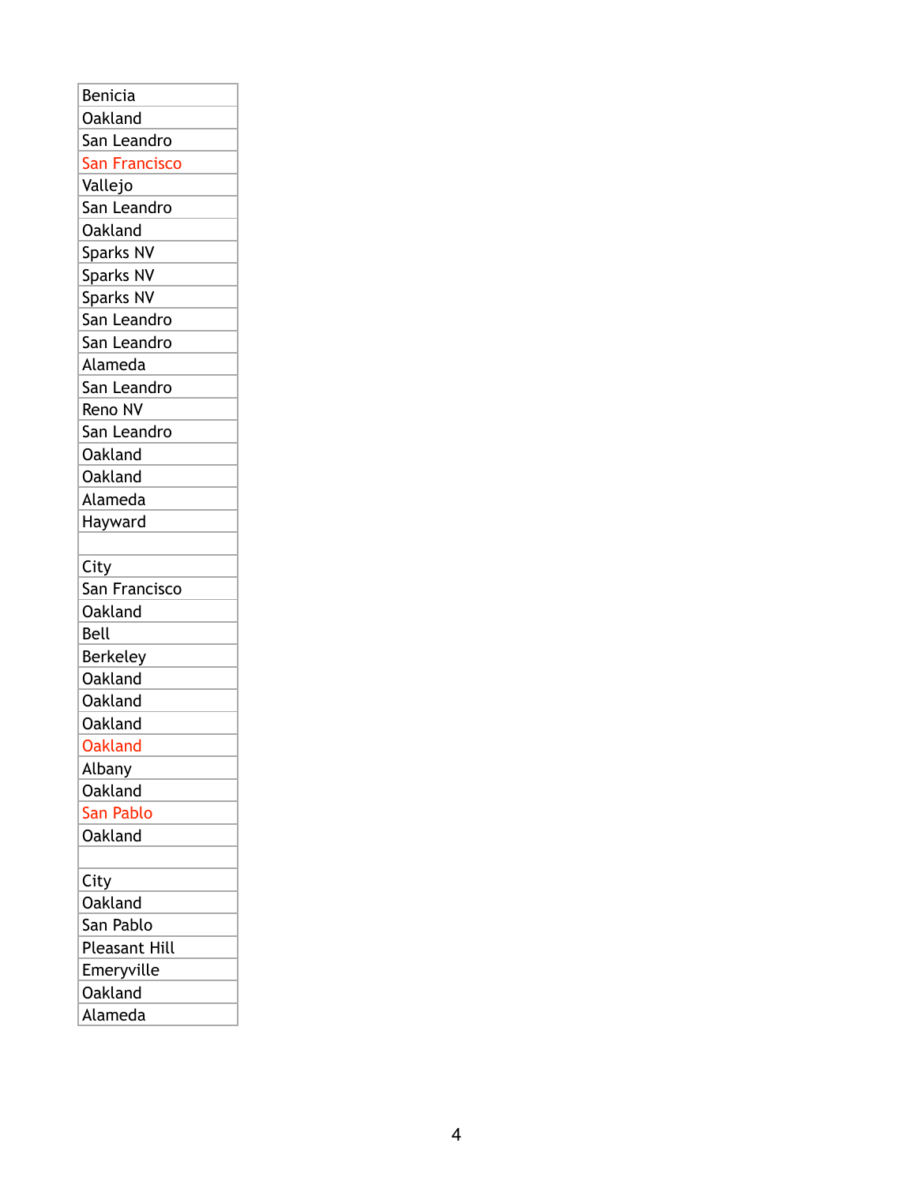| |
|---|
| Benicia |
| Oakland |
| San Leandro |
| San Francisco |
| Vallejo |
| San Leandro |
| Oakland |
| Sparks NV |
| Sparks NV |
| Sparks NV |
| San Leandro |
| San Leandro |
| Alameda |
| San Leandro |
| Reno NV |
| San Leandro |
| Oakland |
| Oakland |
| Alameda |
| Hayward |
| |
| City |
| San Francisco |
| Oakland |
| Bell |
| Berkeley |
| Oakland |
| Oakland |
| Oakland |
| Oakland |
| Albany |
| Oakland |
| San Pablo |
| Oakland |
| |
| City |
| Oakland |
| San Pablo |
| Pleasant Hill |
| Emeryville |
| Oakland |
| Alameda |